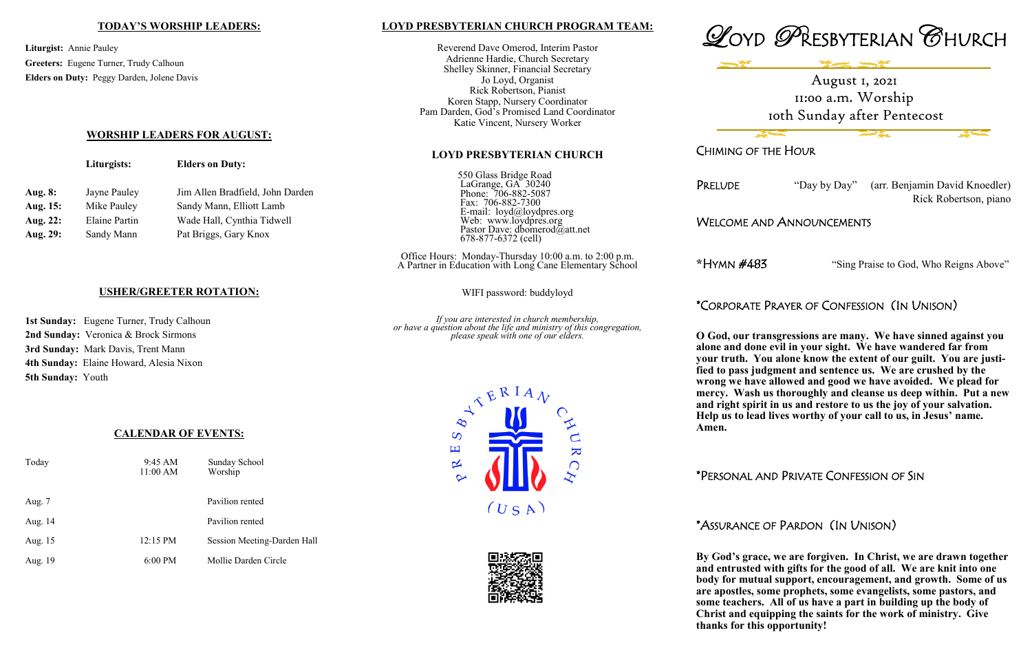## TODAY'S WORSHIP LEADERS:

**Liturgist:** Annie Pauley
**Greeters:** Eugene Turner, Trudy Calhoun
**Elders on Duty:** Peggy Darden, Jolene Davis

## WORSHIP LEADERS FOR AUGUST:

| | Liturgists: | Elders on Duty: |
|---|---|---|
| **Aug. 8:** | Jayne Pauley | Jim Allen Bradfield, John Darden |
| **Aug. 15:** | Mike Pauley | Sandy Mann, Elliott Lamb |
| **Aug. 22:** | Elaine Partin | Wade Hall, Cynthia Tidwell |
| **Aug. 29:** | Sandy Mann | Pat Briggs, Gary Knox |

## USHER/GREETER ROTATION:

**1st Sunday:** Eugene Turner, Trudy Calhoun
**2nd Sunday:** Veronica & Brock Sirmons
**3rd Sunday:** Mark Davis, Trent Mann
**4th Sunday:** Elaine Howard, Alesia Nixon
**5th Sunday:** Youth

## CALENDAR OF EVENTS:

| | | |
|---|---|---|
| Today | 9:45 AM<br>11:00 AM | Sunday School<br>Worship |
| Aug. 7 | | Pavilion rented |
| Aug. 14 | | Pavilion rented |
| Aug. 15 | 12:15 PM | Session Meeting-Darden Hall |
| Aug. 19 | 6:00 PM | Mollie Darden Circle |

## LOYD PRESBYTERIAN CHURCH PROGRAM TEAM:

Reverend Dave Omerod, Interim Pastor
Adrienne Hardie, Church Secretary
Shelley Skinner, Financial Secretary
Jo Loyd, Organist
Rick Robertson, Pianist
Koren Stapp, Nursery Coordinator
Pam Darden, God's Promised Land Coordinator
Katie Vincent, Nursery Worker

## LOYD PRESBYTERIAN CHURCH

550 Glass Bridge Road
LaGrange, GA 30240
Phone: 706-882-5087
Fax: 706-882-7300
E-mail: loyd@loydpres.org
Web: www.loydpres.org
Pastor Dave: dbomerod@att.net
678-877-6372 (cell)

Office Hours: Monday-Thursday 10:00 a.m. to 2:00 p.m.
A Partner in Education with Long Cane Elementary School

WIFI password: buddyloyd

*If you are interested in church membership, or have a question about the life and ministry of this congregation, please speak with one of our elders.*

# LOYD PRESBYTERIAN CHURCH

August 1, 2021
11:00 a.m. Worship
10th Sunday after Pentecost

CHIMING OF THE HOUR

PRELUDE "Day by Day" (arr. Benjamin David Knoedler)
Rick Robertson, piano

WELCOME AND ANNOUNCEMENTS

*HYMN #483 "Sing Praise to God, Who Reigns Above"

*CORPORATE PRAYER OF CONFESSION (IN UNISON)

**O God, our transgressions are many. We have sinned against you alone and done evil in your sight. We have wandered far from your truth. You alone know the extent of our guilt. You are justified to pass judgment and sentence us. We are crushed by the wrong we have allowed and good we have avoided. We plead for mercy. Wash us thoroughly and cleanse us deep within. Put a new and right spirit in us and restore to us the joy of your salvation. Help us to lead lives worthy of your call to us, in Jesus' name. Amen.**

*PERSONAL AND PRIVATE CONFESSION OF SIN

*ASSURANCE OF PARDON (IN UNISON)

**By God's grace, we are forgiven. In Christ, we are drawn together and entrusted with gifts for the good of all. We are knit into one body for mutual support, encouragement, and growth. Some of us are apostles, some prophets, some evangelists, some pastors, and some teachers. All of us have a part in building up the body of Christ and equipping the saints for the work of ministry. Give thanks for this opportunity!**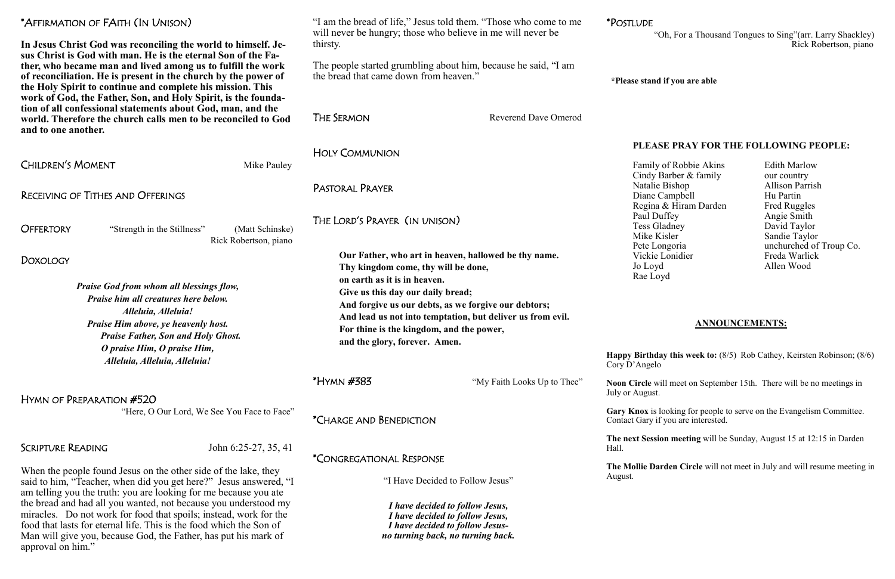## *Affirmation of Faith (In Unison)

**In Jesus Christ God was reconciling the world to himself. Jesus Christ is God with man. He is the eternal Son of the Father, who became man and lived among us to fulfill the work of reconciliation. He is present in the church by the power of the Holy Spirit to continue and complete his mission. This work of God, the Father, Son, and Holy Spirit, is the foundation of all confessional statements about God, man, and the world. Therefore the church calls men to be reconciled to God and to one another.**

## Children's Moment

Mike Pauley

## Receiving of Tithes and Offerings

## Offertory

"Strength in the Stillness" (Matt Schinske)
Rick Robertson, piano

## Doxology

*Praise God from whom all blessings flow,*
*Praise him all creatures here below.*
*Alleluia, Alleluia!*
*Praise Him above, ye heavenly host.*
*Praise Father, Son and Holy Ghost.*
*O praise Him, O praise Him,*
*Alleluia, Alleluia, Alleluia!*

## Hymn of Preparation #520

"Here, O Our Lord, We See You Face to Face"

## Scripture Reading

John 6:25-27, 35, 41

When the people found Jesus on the other side of the lake, they said to him, "Teacher, when did you get here?" Jesus answered, "I am telling you the truth: you are looking for me because you ate the bread and had all you wanted, not because you understood my miracles. Do not work for food that spoils; instead, work for the food that lasts for eternal life. This is the food which the Son of Man will give you, because God, the Father, has put his mark of approval on him."

"I am the bread of life," Jesus told them. "Those who come to me will never be hungry; those who believe in me will never be thirsty.

The people started grumbling about him, because he said, "I am the bread that came down from heaven."

## The Sermon

Reverend Dave Omerod

## Holy Communion

## Pastoral Prayer

## The Lord's Prayer (In Unison)

**Our Father, who art in heaven, hallowed be thy name.**
**Thy kingdom come, thy will be done,**
**on earth as it is in heaven.**
**Give us this day our daily bread;**
**And forgive us our debts, as we forgive our debtors;**
**And lead us not into temptation, but deliver us from evil.**
**For thine is the kingdom, and the power,**
**and the glory, forever. Amen.**

## *Hymn #383

"My Faith Looks Up to Thee"

## *Charge and Benediction

## *Congregational Response

"I Have Decided to Follow Jesus"

***I have decided to follow Jesus,***
***I have decided to follow Jesus,***
***I have decided to follow Jesus-***
***no turning back, no turning back.***

## *Postlude

"Oh, For a Thousand Tongues to Sing"(arr. Larry Shackley)
Rick Robertson, piano

**\*Please stand if you are able**

### PLEASE PRAY FOR THE FOLLOWING PEOPLE:

Family of Robbie Akins
Cindy Barber & family
Natalie Bishop
Diane Campbell
Regina & Hiram Darden
Paul Duffey
Tess Gladney
Mike Kisler
Pete Longoria
Vickie Lonidier
Jo Loyd
Rae Loyd
Edith Marlow
our country
Allison Parrish
Hu Partin
Fred Ruggles
Angie Smith
David Taylor
Sandie Taylor
unchurched of Troup Co.
Freda Warlick
Allen Wood

### ANNOUNCEMENTS:

**Happy Birthday this week to:** (8/5) Rob Cathey, Keirsten Robinson; (8/6) Cory D'Angelo

**Noon Circle** will meet on September 15th. There will be no meetings in July or August.

**Gary Knox** is looking for people to serve on the Evangelism Committee. Contact Gary if you are interested.

**The next Session meeting** will be Sunday, August 15 at 12:15 in Darden Hall.

**The Mollie Darden Circle** will not meet in July and will resume meeting in August.